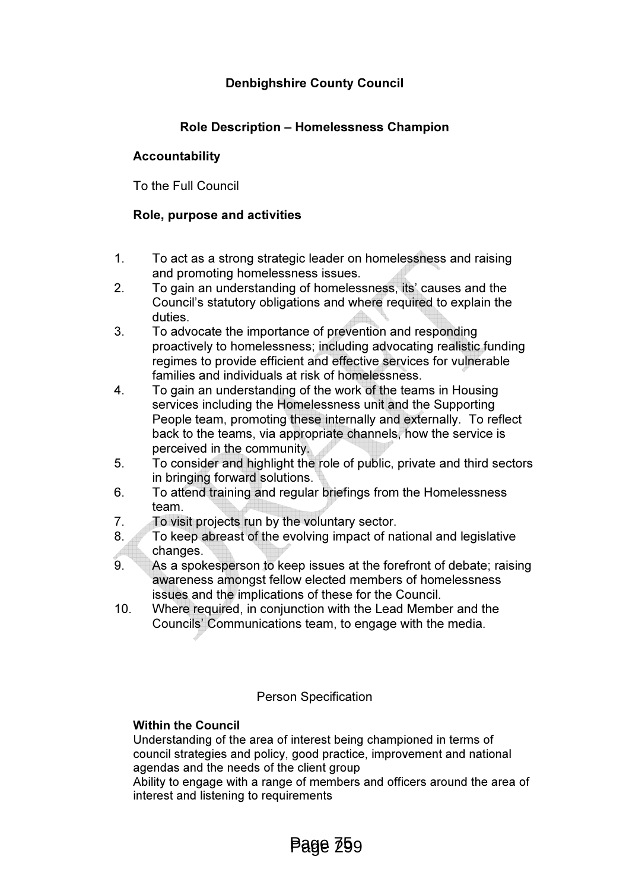# Denbighshire County Council

## Role Description – Homelessness Champion

**Accountability**

To the Full Council

**Role, purpose and activities**

1. To act as a strong strategic leader on homelessness and raising and promoting homelessness issues.
2. To gain an understanding of homelessness, its' causes and the Council's statutory obligations and where required to explain the duties.
3. To advocate the importance of prevention and responding proactively to homelessness; including advocating realistic funding regimes to provide efficient and effective services for vulnerable families and individuals at risk of homelessness.
4. To gain an understanding of the work of the teams in Housing services including the Homelessness unit and the Supporting People team, promoting these internally and externally. To reflect back to the teams, via appropriate channels, how the service is perceived in the community.
5. To consider and highlight the role of public, private and third sectors in bringing forward solutions.
6. To attend training and regular briefings from the Homelessness team.
7. To visit projects run by the voluntary sector.
8. To keep abreast of the evolving impact of national and legislative changes.
9. As a spokesperson to keep issues at the forefront of debate; raising awareness amongst fellow elected members of homelessness issues and the implications of these for the Council.
10. Where required, in conjunction with the Lead Member and the Councils' Communications team, to engage with the media.

Person Specification

**Within the Council**
Understanding of the area of interest being championed in terms of council strategies and policy, good practice, improvement and national agendas and the needs of the client group
Ability to engage with a range of members and officers around the area of interest and listening to requirements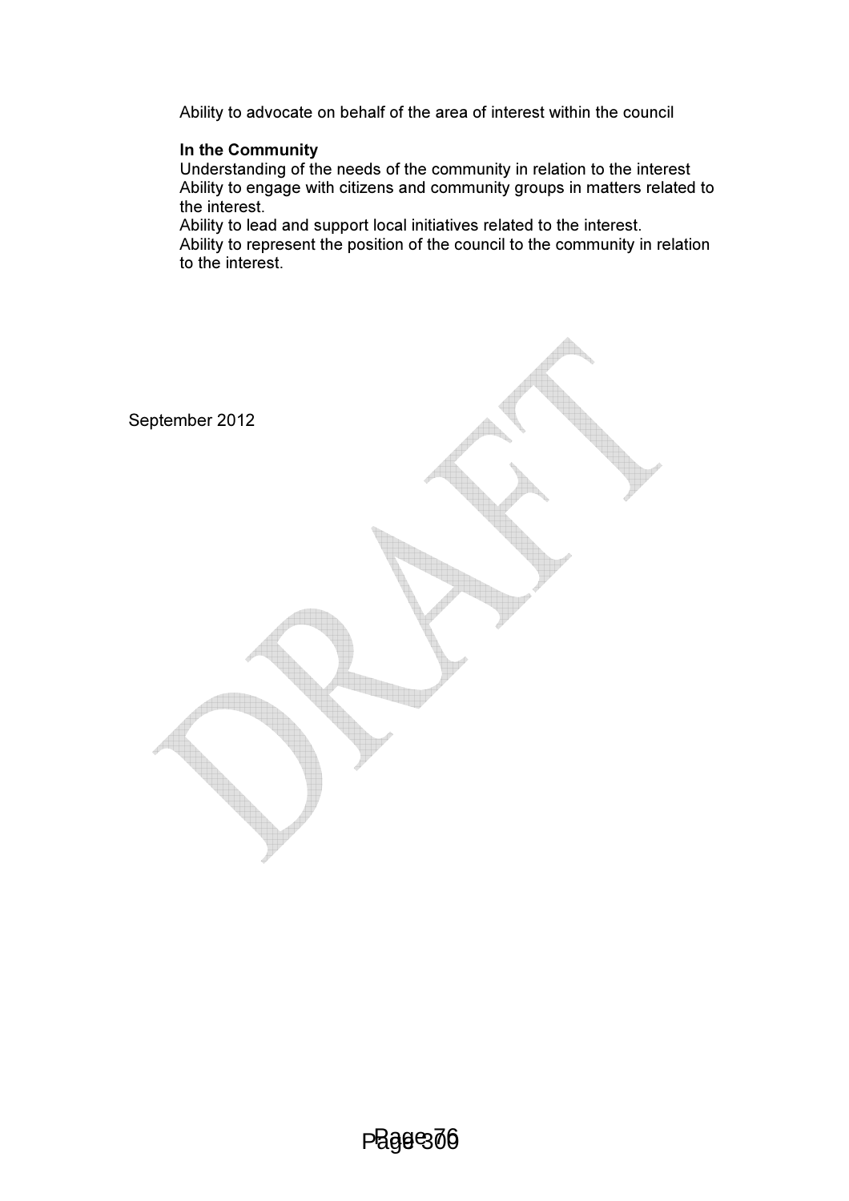Ability to advocate on behalf of the area of interest within the council

**In the Community**

Understanding of the needs of the community in relation to the interest
Ability to engage with citizens and community groups in matters related to the interest.
Ability to lead and support local initiatives related to the interest.
Ability to represent the position of the council to the community in relation to the interest.

September 2012